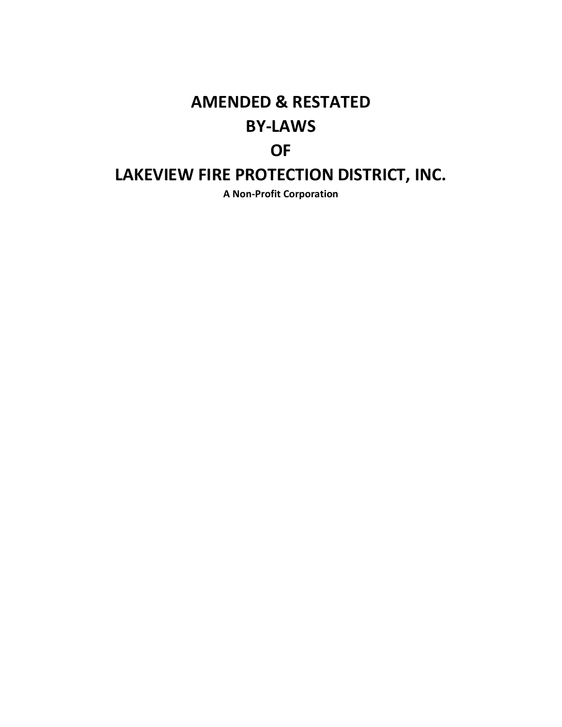# AMENDED & RESTATED

# BY-LAWS

# OF

# LAKEVIEW FIRE PROTECTION DISTRICT, INC.

**A Non-Profit Corporation**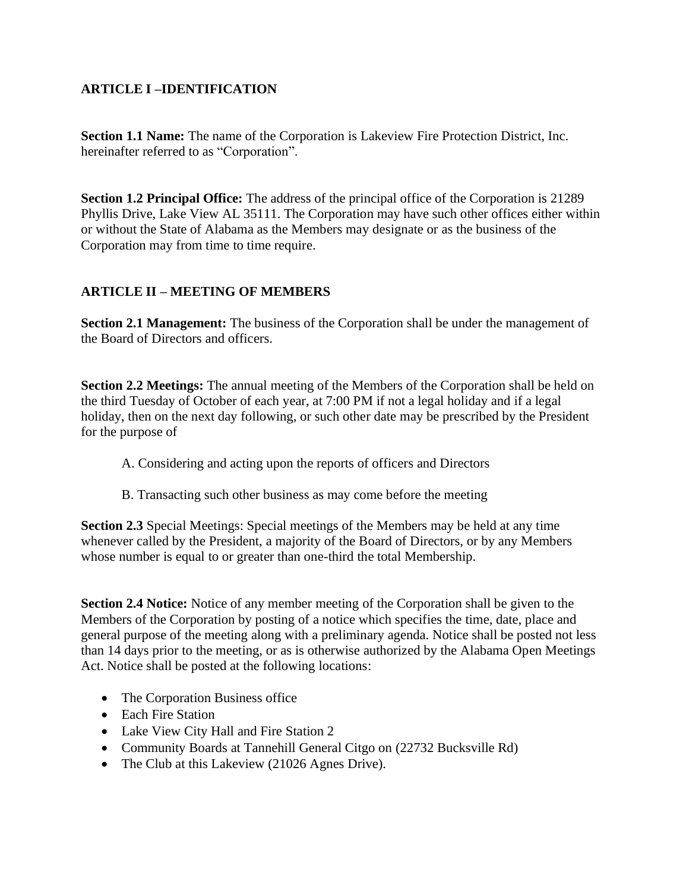## ARTICLE I –IDENTIFICATION

**Section 1.1 Name:** The name of the Corporation is Lakeview Fire Protection District, Inc. hereinafter referred to as "Corporation".

**Section 1.2 Principal Office:** The address of the principal office of the Corporation is 21289 Phyllis Drive, Lake View AL 35111. The Corporation may have such other offices either within or without the State of Alabama as the Members may designate or as the business of the Corporation may from time to time require.

## ARTICLE II – MEETING OF MEMBERS

**Section 2.1 Management:** The business of the Corporation shall be under the management of the Board of Directors and officers.

**Section 2.2 Meetings:** The annual meeting of the Members of the Corporation shall be held on the third Tuesday of October of each year, at 7:00 PM if not a legal holiday and if a legal holiday, then on the next day following, or such other date may be prescribed by the President for the purpose of

A. Considering and acting upon the reports of officers and Directors

B. Transacting such other business as may come before the meeting

**Section 2.3** Special Meetings: Special meetings of the Members may be held at any time whenever called by the President, a majority of the Board of Directors, or by any Members whose number is equal to or greater than one-third the total Membership.

**Section 2.4 Notice:** Notice of any member meeting of the Corporation shall be given to the Members of the Corporation by posting of a notice which specifies the time, date, place and general purpose of the meeting along with a preliminary agenda. Notice shall be posted not less than 14 days prior to the meeting, or as is otherwise authorized by the Alabama Open Meetings Act. Notice shall be posted at the following locations:

- The Corporation Business office
- Each Fire Station
- Lake View City Hall and Fire Station 2
- Community Boards at Tannehill General Citgo on (22732 Bucksville Rd)
- The Club at this Lakeview (21026 Agnes Drive).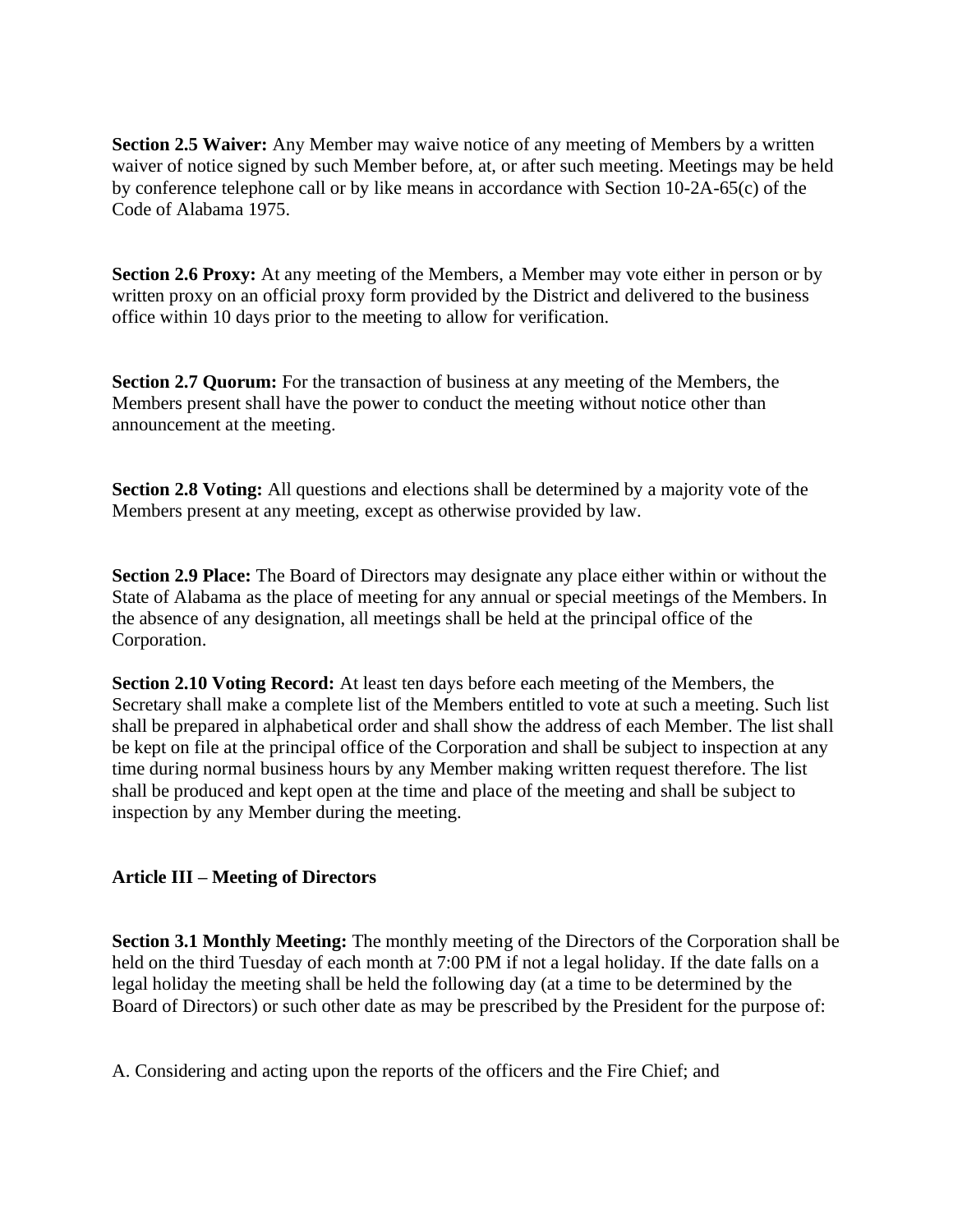**Section 2.5 Waiver:** Any Member may waive notice of any meeting of Members by a written waiver of notice signed by such Member before, at, or after such meeting. Meetings may be held by conference telephone call or by like means in accordance with Section 10-2A-65(c) of the Code of Alabama 1975.

**Section 2.6 Proxy:** At any meeting of the Members, a Member may vote either in person or by written proxy on an official proxy form provided by the District and delivered to the business office within 10 days prior to the meeting to allow for verification.

**Section 2.7 Quorum:** For the transaction of business at any meeting of the Members, the Members present shall have the power to conduct the meeting without notice other than announcement at the meeting.

**Section 2.8 Voting:** All questions and elections shall be determined by a majority vote of the Members present at any meeting, except as otherwise provided by law.

**Section 2.9 Place:** The Board of Directors may designate any place either within or without the State of Alabama as the place of meeting for any annual or special meetings of the Members. In the absence of any designation, all meetings shall be held at the principal office of the Corporation.

**Section 2.10 Voting Record:** At least ten days before each meeting of the Members, the Secretary shall make a complete list of the Members entitled to vote at such a meeting. Such list shall be prepared in alphabetical order and shall show the address of each Member. The list shall be kept on file at the principal office of the Corporation and shall be subject to inspection at any time during normal business hours by any Member making written request therefore. The list shall be produced and kept open at the time and place of the meeting and shall be subject to inspection by any Member during the meeting.

## Article III – Meeting of Directors

**Section 3.1 Monthly Meeting:** The monthly meeting of the Directors of the Corporation shall be held on the third Tuesday of each month at 7:00 PM if not a legal holiday. If the date falls on a legal holiday the meeting shall be held the following day (at a time to be determined by the Board of Directors) or such other date as may be prescribed by the President for the purpose of:

A. Considering and acting upon the reports of the officers and the Fire Chief; and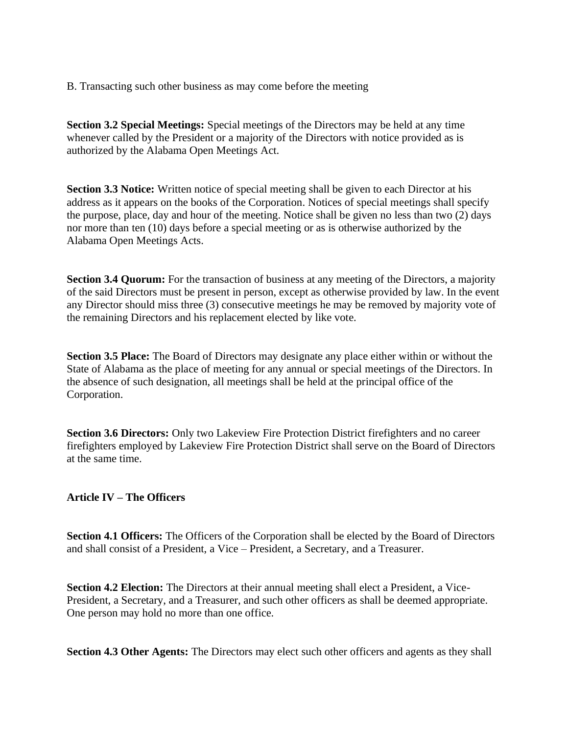B. Transacting such other business as may come before the meeting

**Section 3.2 Special Meetings:** Special meetings of the Directors may be held at any time whenever called by the President or a majority of the Directors with notice provided as is authorized by the Alabama Open Meetings Act.

**Section 3.3 Notice:** Written notice of special meeting shall be given to each Director at his address as it appears on the books of the Corporation. Notices of special meetings shall specify the purpose, place, day and hour of the meeting. Notice shall be given no less than two (2) days nor more than ten (10) days before a special meeting or as is otherwise authorized by the Alabama Open Meetings Acts.

**Section 3.4 Quorum:** For the transaction of business at any meeting of the Directors, a majority of the said Directors must be present in person, except as otherwise provided by law. In the event any Director should miss three (3) consecutive meetings he may be removed by majority vote of the remaining Directors and his replacement elected by like vote.

**Section 3.5 Place:** The Board of Directors may designate any place either within or without the State of Alabama as the place of meeting for any annual or special meetings of the Directors. In the absence of such designation, all meetings shall be held at the principal office of the Corporation.

**Section 3.6 Directors:** Only two Lakeview Fire Protection District firefighters and no career firefighters employed by Lakeview Fire Protection District shall serve on the Board of Directors at the same time.

## Article IV – The Officers

**Section 4.1 Officers:** The Officers of the Corporation shall be elected by the Board of Directors and shall consist of a President, a Vice – President, a Secretary, and a Treasurer.

**Section 4.2 Election:** The Directors at their annual meeting shall elect a President, a Vice-President, a Secretary, and a Treasurer, and such other officers as shall be deemed appropriate. One person may hold no more than one office.

**Section 4.3 Other Agents:** The Directors may elect such other officers and agents as they shall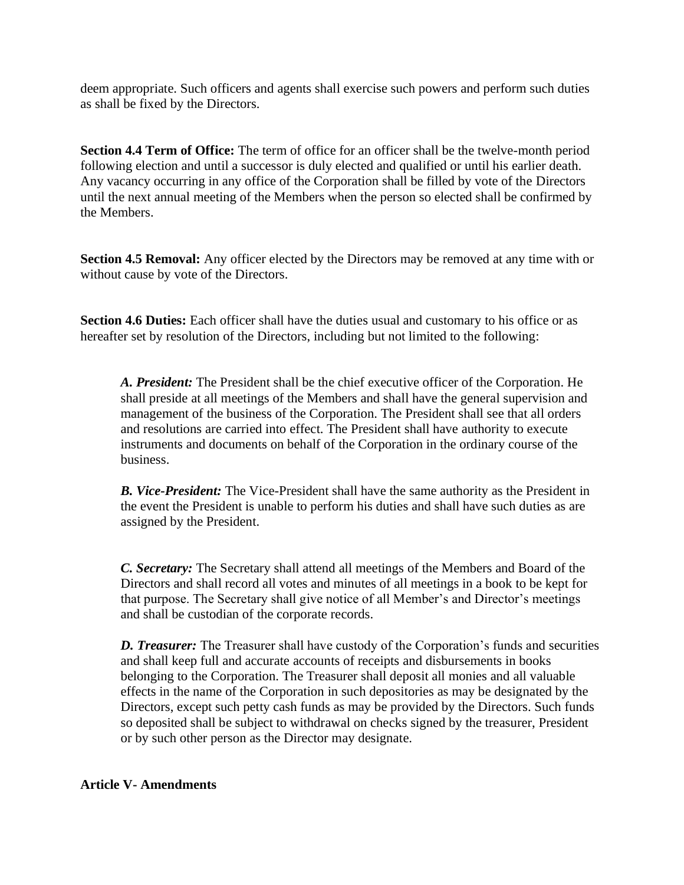deem appropriate. Such officers and agents shall exercise such powers and perform such duties as shall be fixed by the Directors.

**Section 4.4 Term of Office:** The term of office for an officer shall be the twelve-month period following election and until a successor is duly elected and qualified or until his earlier death. Any vacancy occurring in any office of the Corporation shall be filled by vote of the Directors until the next annual meeting of the Members when the person so elected shall be confirmed by the Members.

**Section 4.5 Removal:** Any officer elected by the Directors may be removed at any time with or without cause by vote of the Directors.

**Section 4.6 Duties:** Each officer shall have the duties usual and customary to his office or as hereafter set by resolution of the Directors, including but not limited to the following:

> ***A. President:*** The President shall be the chief executive officer of the Corporation. He shall preside at all meetings of the Members and shall have the general supervision and management of the business of the Corporation. The President shall see that all orders and resolutions are carried into effect. The President shall have authority to execute instruments and documents on behalf of the Corporation in the ordinary course of the business.
>
> ***B. Vice-President:*** The Vice-President shall have the same authority as the President in the event the President is unable to perform his duties and shall have such duties as are assigned by the President.
>
> ***C. Secretary:*** The Secretary shall attend all meetings of the Members and Board of the Directors and shall record all votes and minutes of all meetings in a book to be kept for that purpose. The Secretary shall give notice of all Member's and Director's meetings and shall be custodian of the corporate records.
>
> ***D. Treasurer:*** The Treasurer shall have custody of the Corporation's funds and securities and shall keep full and accurate accounts of receipts and disbursements in books belonging to the Corporation. The Treasurer shall deposit all monies and all valuable effects in the name of the Corporation in such depositories as may be designated by the Directors, except such petty cash funds as may be provided by the Directors. Such funds so deposited shall be subject to withdrawal on checks signed by the treasurer, President or by such other person as the Director may designate.

**Article V- Amendments**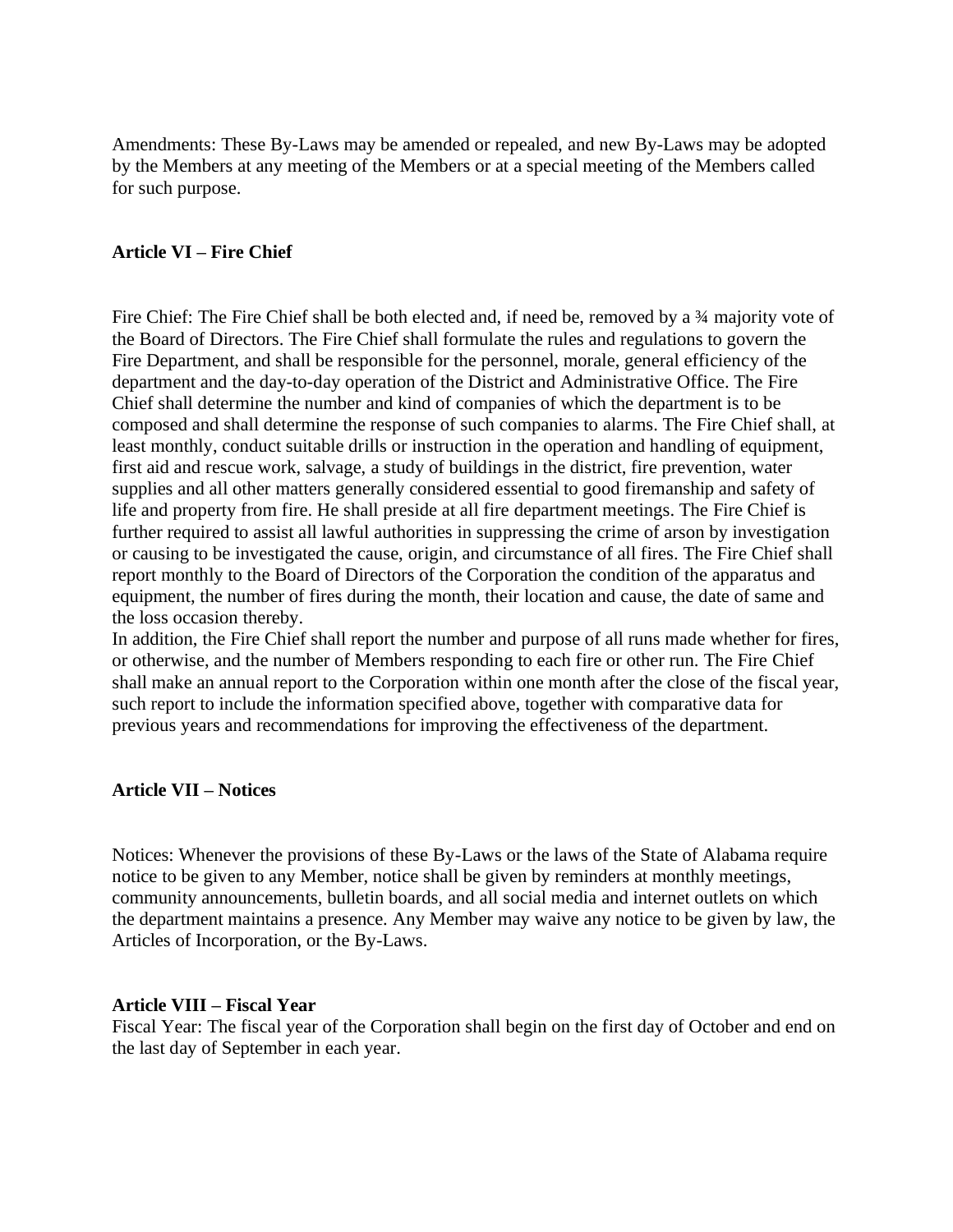Amendments: These By-Laws may be amended or repealed, and new By-Laws may be adopted by the Members at any meeting of the Members or at a special meeting of the Members called for such purpose.

## Article VI – Fire Chief

Fire Chief: The Fire Chief shall be both elected and, if need be, removed by a ¾ majority vote of the Board of Directors. The Fire Chief shall formulate the rules and regulations to govern the Fire Department, and shall be responsible for the personnel, morale, general efficiency of the department and the day-to-day operation of the District and Administrative Office. The Fire Chief shall determine the number and kind of companies of which the department is to be composed and shall determine the response of such companies to alarms. The Fire Chief shall, at least monthly, conduct suitable drills or instruction in the operation and handling of equipment, first aid and rescue work, salvage, a study of buildings in the district, fire prevention, water supplies and all other matters generally considered essential to good firemanship and safety of life and property from fire. He shall preside at all fire department meetings. The Fire Chief is further required to assist all lawful authorities in suppressing the crime of arson by investigation or causing to be investigated the cause, origin, and circumstance of all fires. The Fire Chief shall report monthly to the Board of Directors of the Corporation the condition of the apparatus and equipment, the number of fires during the month, their location and cause, the date of same and the loss occasion thereby.

In addition, the Fire Chief shall report the number and purpose of all runs made whether for fires, or otherwise, and the number of Members responding to each fire or other run. The Fire Chief shall make an annual report to the Corporation within one month after the close of the fiscal year, such report to include the information specified above, together with comparative data for previous years and recommendations for improving the effectiveness of the department.

## Article VII – Notices

Notices: Whenever the provisions of these By-Laws or the laws of the State of Alabama require notice to be given to any Member, notice shall be given by reminders at monthly meetings, community announcements, bulletin boards, and all social media and internet outlets on which the department maintains a presence. Any Member may waive any notice to be given by law, the Articles of Incorporation, or the By-Laws.

## Article VIII – Fiscal Year

Fiscal Year: The fiscal year of the Corporation shall begin on the first day of October and end on the last day of September in each year.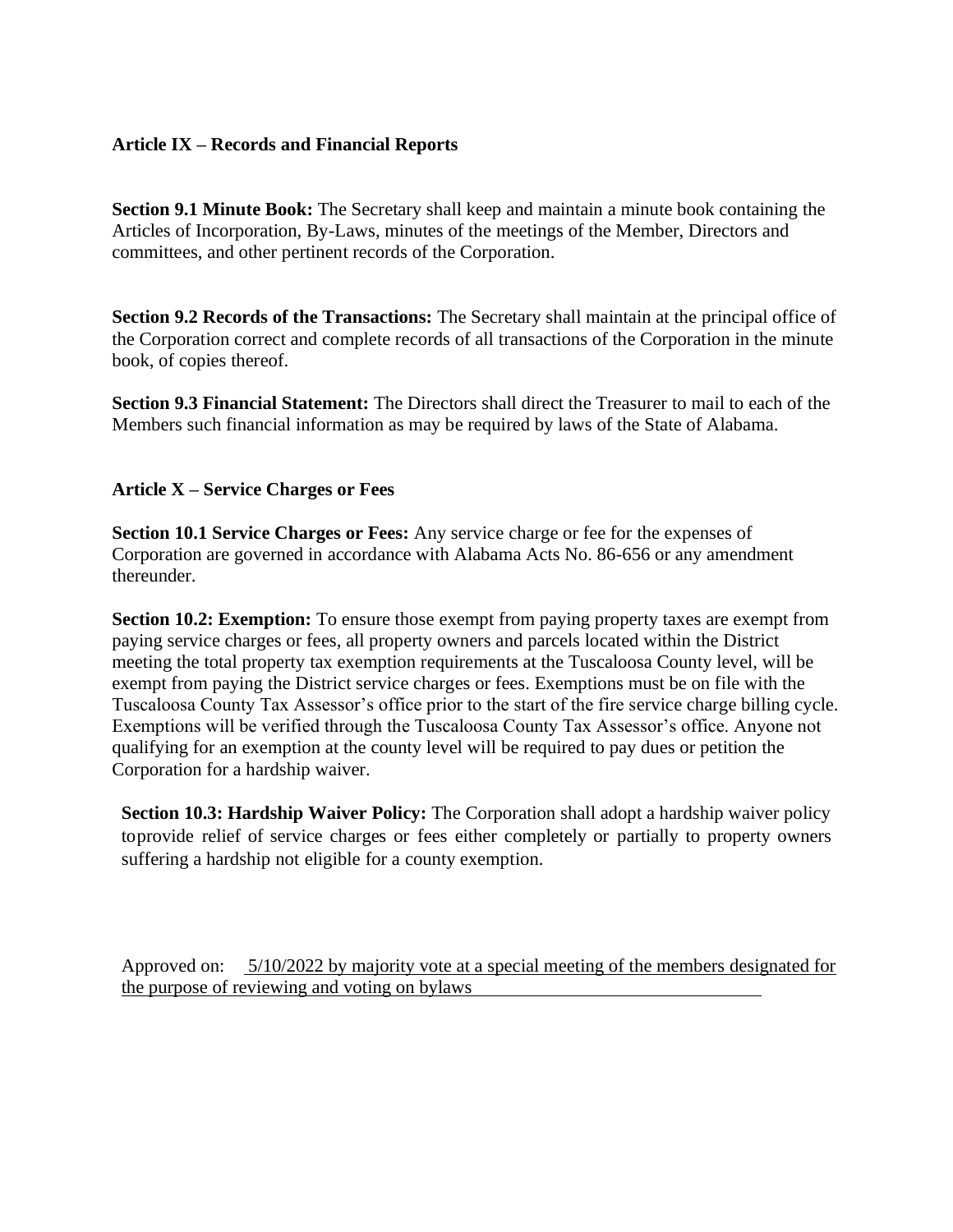**Article IX – Records and Financial Reports**

**Section 9.1 Minute Book:** The Secretary shall keep and maintain a minute book containing the Articles of Incorporation, By-Laws, minutes of the meetings of the Member, Directors and committees, and other pertinent records of the Corporation.

**Section 9.2 Records of the Transactions:** The Secretary shall maintain at the principal office of the Corporation correct and complete records of all transactions of the Corporation in the minute book, of copies thereof.

**Section 9.3 Financial Statement:** The Directors shall direct the Treasurer to mail to each of the Members such financial information as may be required by laws of the State of Alabama.

**Article X – Service Charges or Fees**

**Section 10.1 Service Charges or Fees:** Any service charge or fee for the expenses of Corporation are governed in accordance with Alabama Acts No. 86-656 or any amendment thereunder.

**Section 10.2: Exemption:** To ensure those exempt from paying property taxes are exempt from paying service charges or fees, all property owners and parcels located within the District meeting the total property tax exemption requirements at the Tuscaloosa County level, will be exempt from paying the District service charges or fees. Exemptions must be on file with the Tuscaloosa County Tax Assessor's office prior to the start of the fire service charge billing cycle. Exemptions will be verified through the Tuscaloosa County Tax Assessor's office. Anyone not qualifying for an exemption at the county level will be required to pay dues or petition the Corporation for a hardship waiver.

**Section 10.3: Hardship Waiver Policy:** The Corporation shall adopt a hardship waiver policy toprovide relief of service charges or fees either completely or partially to property owners suffering a hardship not eligible for a county exemption.

Approved on: 5/10/2022 by majority vote at a special meeting of the members designated for the purpose of reviewing and voting on bylaws